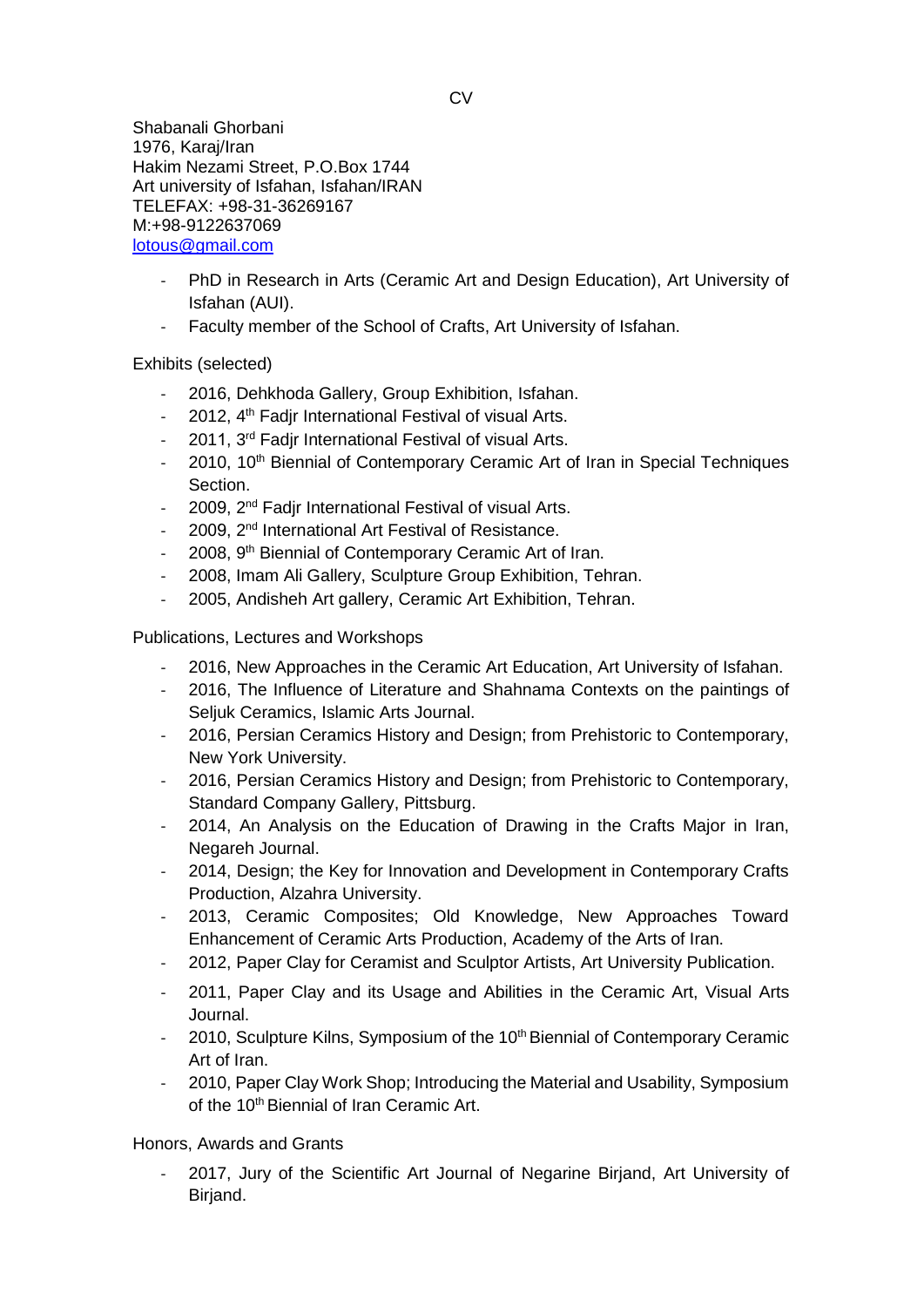# CV

Shabanali Ghorbani
1976, Karaj/Iran
Hakim Nezami Street, P.O.Box 1744
Art university of Isfahan, Isfahan/IRAN
TELEFAX: +98-31-36269167
M:+98-9122637069
lotous@gmail.com

- PhD in Research in Arts (Ceramic Art and Design Education), Art University of Isfahan (AUI).
- Faculty member of the School of Crafts, Art University of Isfahan.

## Exhibits (selected)

- 2016, Dehkhoda Gallery, Group Exhibition, Isfahan.
- 2012, 4th Fadjr International Festival of visual Arts.
- 2011, 3rd Fadjr International Festival of visual Arts.
- 2010, 10th Biennial of Contemporary Ceramic Art of Iran in Special Techniques Section.
- 2009, 2nd Fadjr International Festival of visual Arts.
- 2009, 2nd International Art Festival of Resistance.
- 2008, 9th Biennial of Contemporary Ceramic Art of Iran.
- 2008, Imam Ali Gallery, Sculpture Group Exhibition, Tehran.
- 2005, Andisheh Art gallery, Ceramic Art Exhibition, Tehran.

## Publications, Lectures and Workshops

- 2016, New Approaches in the Ceramic Art Education, Art University of Isfahan.
- 2016, The Influence of Literature and Shahnama Contexts on the paintings of Seljuk Ceramics, Islamic Arts Journal.
- 2016, Persian Ceramics History and Design; from Prehistoric to Contemporary, New York University.
- 2016, Persian Ceramics History and Design; from Prehistoric to Contemporary, Standard Company Gallery, Pittsburg.
- 2014, An Analysis on the Education of Drawing in the Crafts Major in Iran, Negareh Journal.
- 2014, Design; the Key for Innovation and Development in Contemporary Crafts Production, Alzahra University.
- 2013, Ceramic Composites; Old Knowledge, New Approaches Toward Enhancement of Ceramic Arts Production, Academy of the Arts of Iran.
- 2012, Paper Clay for Ceramist and Sculptor Artists, Art University Publication.
- 2011, Paper Clay and its Usage and Abilities in the Ceramic Art, Visual Arts Journal.
- 2010, Sculpture Kilns, Symposium of the 10th Biennial of Contemporary Ceramic Art of Iran.
- 2010, Paper Clay Work Shop; Introducing the Material and Usability, Symposium of the 10th Biennial of Iran Ceramic Art.

## Honors, Awards and Grants

- 2017, Jury of the Scientific Art Journal of Negarine Birjand, Art University of Birjand.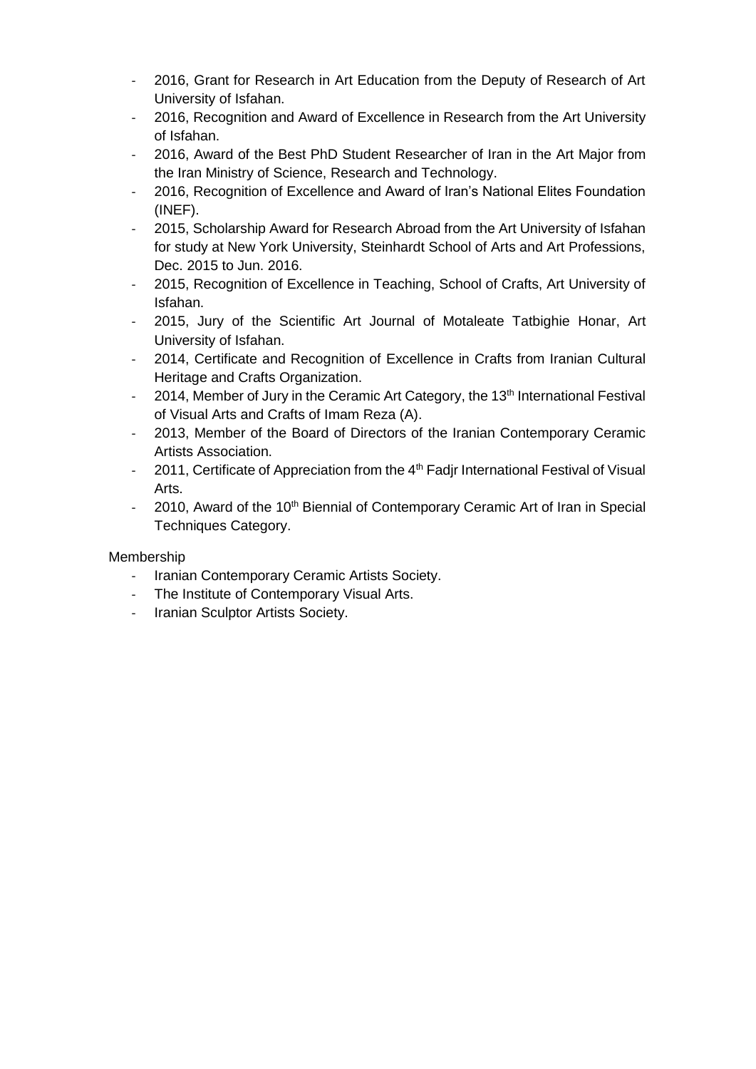- 2016, Grant for Research in Art Education from the Deputy of Research of Art University of Isfahan.
- 2016, Recognition and Award of Excellence in Research from the Art University of Isfahan.
- 2016, Award of the Best PhD Student Researcher of Iran in the Art Major from the Iran Ministry of Science, Research and Technology.
- 2016, Recognition of Excellence and Award of Iran's National Elites Foundation (INEF).
- 2015, Scholarship Award for Research Abroad from the Art University of Isfahan for study at New York University, Steinhardt School of Arts and Art Professions, Dec. 2015 to Jun. 2016.
- 2015, Recognition of Excellence in Teaching, School of Crafts, Art University of Isfahan.
- 2015, Jury of the Scientific Art Journal of Motaleate Tatbighie Honar, Art University of Isfahan.
- 2014, Certificate and Recognition of Excellence in Crafts from Iranian Cultural Heritage and Crafts Organization.
- 2014, Member of Jury in the Ceramic Art Category, the 13th International Festival of Visual Arts and Crafts of Imam Reza (A).
- 2013, Member of the Board of Directors of the Iranian Contemporary Ceramic Artists Association.
- 2011, Certificate of Appreciation from the 4th Fadjr International Festival of Visual Arts.
- 2010, Award of the 10th Biennial of Contemporary Ceramic Art of Iran in Special Techniques Category.

Membership

- Iranian Contemporary Ceramic Artists Society.
- The Institute of Contemporary Visual Arts.
- Iranian Sculptor Artists Society.